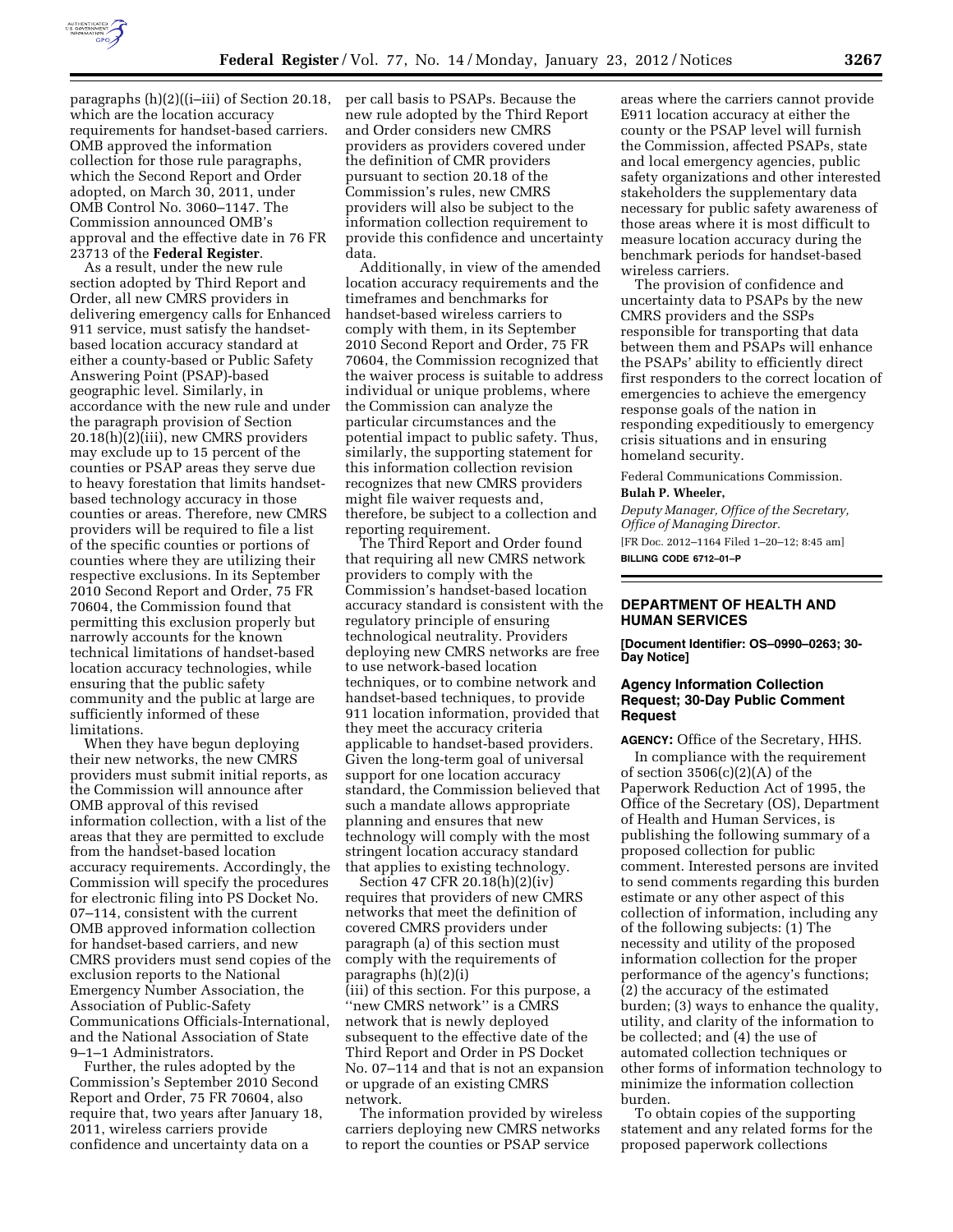paragraphs (h)(2)((i–iii) of Section 20.18, which are the location accuracy requirements for handset-based carriers. OMB approved the information collection for those rule paragraphs, which the Second Report and Order adopted, on March 30, 2011, under OMB Control No. 3060–1147. The Commission announced OMB's approval and the effective date in 76 FR 23713 of the **Federal Register**.

As a result, under the new rule section adopted by Third Report and Order, all new CMRS providers in delivering emergency calls for Enhanced 911 service, must satisfy the handset-based location accuracy standard at either a county-based or Public Safety Answering Point (PSAP)-based geographic level. Similarly, in accordance with the new rule and under the paragraph provision of Section 20.18(h)(2)(iii), new CMRS providers may exclude up to 15 percent of the counties or PSAP areas they serve due to heavy forestation that limits handset-based technology accuracy in those counties or areas. Therefore, new CMRS providers will be required to file a list of the specific counties or portions of counties where they are utilizing their respective exclusions. In its September 2010 Second Report and Order, 75 FR 70604, the Commission found that permitting this exclusion properly but narrowly accounts for the known technical limitations of handset-based location accuracy technologies, while ensuring that the public safety community and the public at large are sufficiently informed of these limitations.

When they have begun deploying their new networks, the new CMRS providers must submit initial reports, as the Commission will announce after OMB approval of this revised information collection, with a list of the areas that they are permitted to exclude from the handset-based location accuracy requirements. Accordingly, the Commission will specify the procedures for electronic filing into PS Docket No. 07–114, consistent with the current OMB approved information collection for handset-based carriers, and new CMRS providers must send copies of the exclusion reports to the National Emergency Number Association, the Association of Public-Safety Communications Officials-International, and the National Association of State 9–1–1 Administrators.

Further, the rules adopted by the Commission's September 2010 Second Report and Order, 75 FR 70604, also require that, two years after January 18, 2011, wireless carriers provide confidence and uncertainty data on a per call basis to PSAPs. Because the new rule adopted by the Third Report and Order considers new CMRS providers as providers covered under the definition of CMR providers pursuant to section 20.18 of the Commission's rules, new CMRS providers will also be subject to the information collection requirement to provide this confidence and uncertainty data.

Additionally, in view of the amended location accuracy requirements and the timeframes and benchmarks for handset-based wireless carriers to comply with them, in its September 2010 Second Report and Order, 75 FR 70604, the Commission recognized that the waiver process is suitable to address individual or unique problems, where the Commission can analyze the particular circumstances and the potential impact to public safety. Thus, similarly, the supporting statement for this information collection revision recognizes that new CMRS providers might file waiver requests and, therefore, be subject to a collection and reporting requirement.

The Third Report and Order found that requiring all new CMRS network providers to comply with the Commission's handset-based location accuracy standard is consistent with the regulatory principle of ensuring technological neutrality. Providers deploying new CMRS networks are free to use network-based location techniques, or to combine network and handset-based techniques, to provide 911 location information, provided that they meet the accuracy criteria applicable to handset-based providers. Given the long-term goal of universal support for one location accuracy standard, the Commission believed that such a mandate allows appropriate planning and ensures that new technology will comply with the most stringent location accuracy standard that applies to existing technology.

Section 47 CFR 20.18(h)(2)(iv) requires that providers of new CMRS networks that meet the definition of covered CMRS providers under paragraph (a) of this section must comply with the requirements of paragraphs (h)(2)(i) (iii) of this section. For this purpose, a ''new CMRS network'' is a CMRS network that is newly deployed subsequent to the effective date of the Third Report and Order in PS Docket No. 07–114 and that is not an expansion or upgrade of an existing CMRS network.

The information provided by wireless carriers deploying new CMRS networks to report the counties or PSAP service areas where the carriers cannot provide E911 location accuracy at either the county or the PSAP level will furnish the Commission, affected PSAPs, state and local emergency agencies, public safety organizations and other interested stakeholders the supplementary data necessary for public safety awareness of those areas where it is most difficult to measure location accuracy during the benchmark periods for handset-based wireless carriers.

The provision of confidence and uncertainty data to PSAPs by the new CMRS providers and the SSPs responsible for transporting that data between them and PSAPs will enhance the PSAPs' ability to efficiently direct first responders to the correct location of emergencies to achieve the emergency response goals of the nation in responding expeditiously to emergency crisis situations and in ensuring homeland security.

Federal Communications Commission.

**Bulah P. Wheeler,**

*Deputy Manager, Office of the Secretary, Office of Managing Director.*

[FR Doc. 2012–1164 Filed 1–20–12; 8:45 am]

**BILLING CODE 6712–01–P**

## DEPARTMENT OF HEALTH AND HUMAN SERVICES

**[Document Identifier: OS–0990–0263; 30-Day Notice]**

### Agency Information Collection Request; 30-Day Public Comment Request

**AGENCY:** Office of the Secretary, HHS.

In compliance with the requirement of section 3506(c)(2)(A) of the Paperwork Reduction Act of 1995, the Office of the Secretary (OS), Department of Health and Human Services, is publishing the following summary of a proposed collection for public comment. Interested persons are invited to send comments regarding this burden estimate or any other aspect of this collection of information, including any of the following subjects: (1) The necessity and utility of the proposed information collection for the proper performance of the agency's functions; (2) the accuracy of the estimated burden; (3) ways to enhance the quality, utility, and clarity of the information to be collected; and (4) the use of automated collection techniques or other forms of information technology to minimize the information collection burden.

To obtain copies of the supporting statement and any related forms for the proposed paperwork collections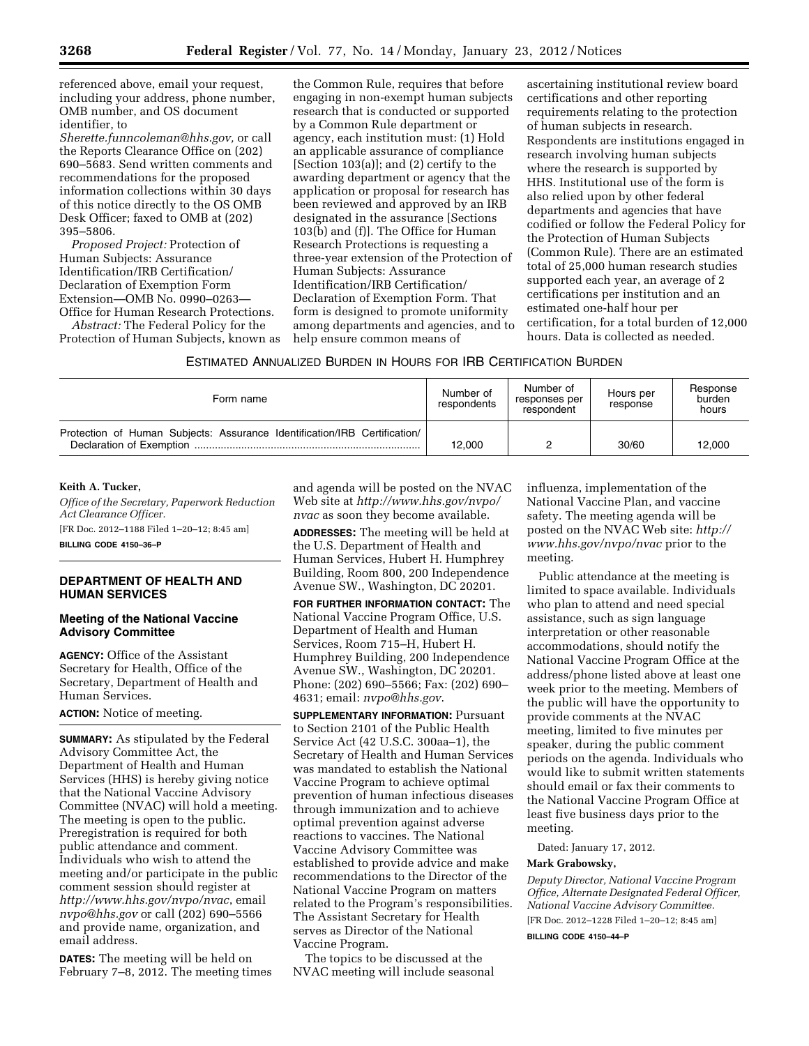referenced above, email your request, including your address, phone number, OMB number, and OS document identifier, to *Sherette.funncoleman@hhs.gov,* or call the Reports Clearance Office on (202) 690–5683. Send written comments and recommendations for the proposed information collections within 30 days of this notice directly to the OS OMB Desk Officer; faxed to OMB at (202) 395–5806.

*Proposed Project:* Protection of Human Subjects: Assurance Identification/IRB Certification/ Declaration of Exemption Form Extension—OMB No. 0990–0263— Office for Human Research Protections.

*Abstract:* The Federal Policy for the Protection of Human Subjects, known as the Common Rule, requires that before engaging in non-exempt human subjects research that is conducted or supported by a Common Rule department or agency, each institution must: (1) Hold an applicable assurance of compliance [Section 103(a)]; and (2) certify to the awarding department or agency that the application or proposal for research has been reviewed and approved by an IRB designated in the assurance [Sections 103(b) and (f)]. The Office for Human Research Protections is requesting a three-year extension of the Protection of Human Subjects: Assurance Identification/IRB Certification/ Declaration of Exemption Form. That form is designed to promote uniformity among departments and agencies, and to help ensure common means of ascertaining institutional review board certifications and other reporting requirements relating to the protection of human subjects in research. Respondents are institutions engaged in research involving human subjects where the research is supported by HHS. Institutional use of the form is also relied upon by other federal departments and agencies that have codified or follow the Federal Policy for the Protection of Human Subjects (Common Rule). There are an estimated total of 25,000 human research studies supported each year, an average of 2 certifications per institution and an estimated one-half hour per certification, for a total burden of 12,000 hours. Data is collected as needed.

ESTIMATED ANNUALIZED BURDEN IN HOURS FOR IRB CERTIFICATION BURDEN

| Form name | Number of respondents | Number of responses per respondent | Hours per response | Response burden hours |
|---|---|---|---|---|
| Protection of Human Subjects: Assurance Identification/IRB Certification/ Declaration of Exemption | 12,000 | 2 | 30/60 | 12,000 |

**Keith A. Tucker,**

*Office of the Secretary, Paperwork Reduction Act Clearance Officer.*

[FR Doc. 2012–1188 Filed 1–20–12; 8:45 am]

**BILLING CODE 4150–36–P**

## DEPARTMENT OF HEALTH AND HUMAN SERVICES

### Meeting of the National Vaccine Advisory Committee

**AGENCY:** Office of the Assistant Secretary for Health, Office of the Secretary, Department of Health and Human Services.

**ACTION:** Notice of meeting.

**SUMMARY:** As stipulated by the Federal Advisory Committee Act, the Department of Health and Human Services (HHS) is hereby giving notice that the National Vaccine Advisory Committee (NVAC) will hold a meeting. The meeting is open to the public. Preregistration is required for both public attendance and comment. Individuals who wish to attend the meeting and/or participate in the public comment session should register at *http://www.hhs.gov/nvpo/nvac*, email *nvpo@hhs.gov* or call (202) 690–5566 and provide name, organization, and email address.

**DATES:** The meeting will be held on February 7–8, 2012. The meeting times and agenda will be posted on the NVAC Web site at *http://www.hhs.gov/nvpo/nvac* as soon they become available.

**ADDRESSES:** The meeting will be held at the U.S. Department of Health and Human Services, Hubert H. Humphrey Building, Room 800, 200 Independence Avenue SW., Washington, DC 20201.

**FOR FURTHER INFORMATION CONTACT:** The National Vaccine Program Office, U.S. Department of Health and Human Services, Room 715–H, Hubert H. Humphrey Building, 200 Independence Avenue SW., Washington, DC 20201. Phone: (202) 690–5566; Fax: (202) 690–4631; email: *nvpo@hhs.gov*.

**SUPPLEMENTARY INFORMATION:** Pursuant to Section 2101 of the Public Health Service Act (42 U.S.C. 300aa–1), the Secretary of Health and Human Services was mandated to establish the National Vaccine Program to achieve optimal prevention of human infectious diseases through immunization and to achieve optimal prevention against adverse reactions to vaccines. The National Vaccine Advisory Committee was established to provide advice and make recommendations to the Director of the National Vaccine Program on matters related to the Program's responsibilities. The Assistant Secretary for Health serves as Director of the National Vaccine Program.

The topics to be discussed at the NVAC meeting will include seasonal influenza, implementation of the National Vaccine Plan, and vaccine safety. The meeting agenda will be posted on the NVAC Web site: *http://www.hhs.gov/nvpo/nvac* prior to the meeting.

Public attendance at the meeting is limited to space available. Individuals who plan to attend and need special assistance, such as sign language interpretation or other reasonable accommodations, should notify the National Vaccine Program Office at the address/phone listed above at least one week prior to the meeting. Members of the public will have the opportunity to provide comments at the NVAC meeting, limited to five minutes per speaker, during the public comment periods on the agenda. Individuals who would like to submit written statements should email or fax their comments to the National Vaccine Program Office at least five business days prior to the meeting.

Dated: January 17, 2012.

**Mark Grabowsky,**

*Deputy Director, National Vaccine Program Office, Alternate Designated Federal Officer, National Vaccine Advisory Committee.*

[FR Doc. 2012–1228 Filed 1–20–12; 8:45 am]

**BILLING CODE 4150–44–P**